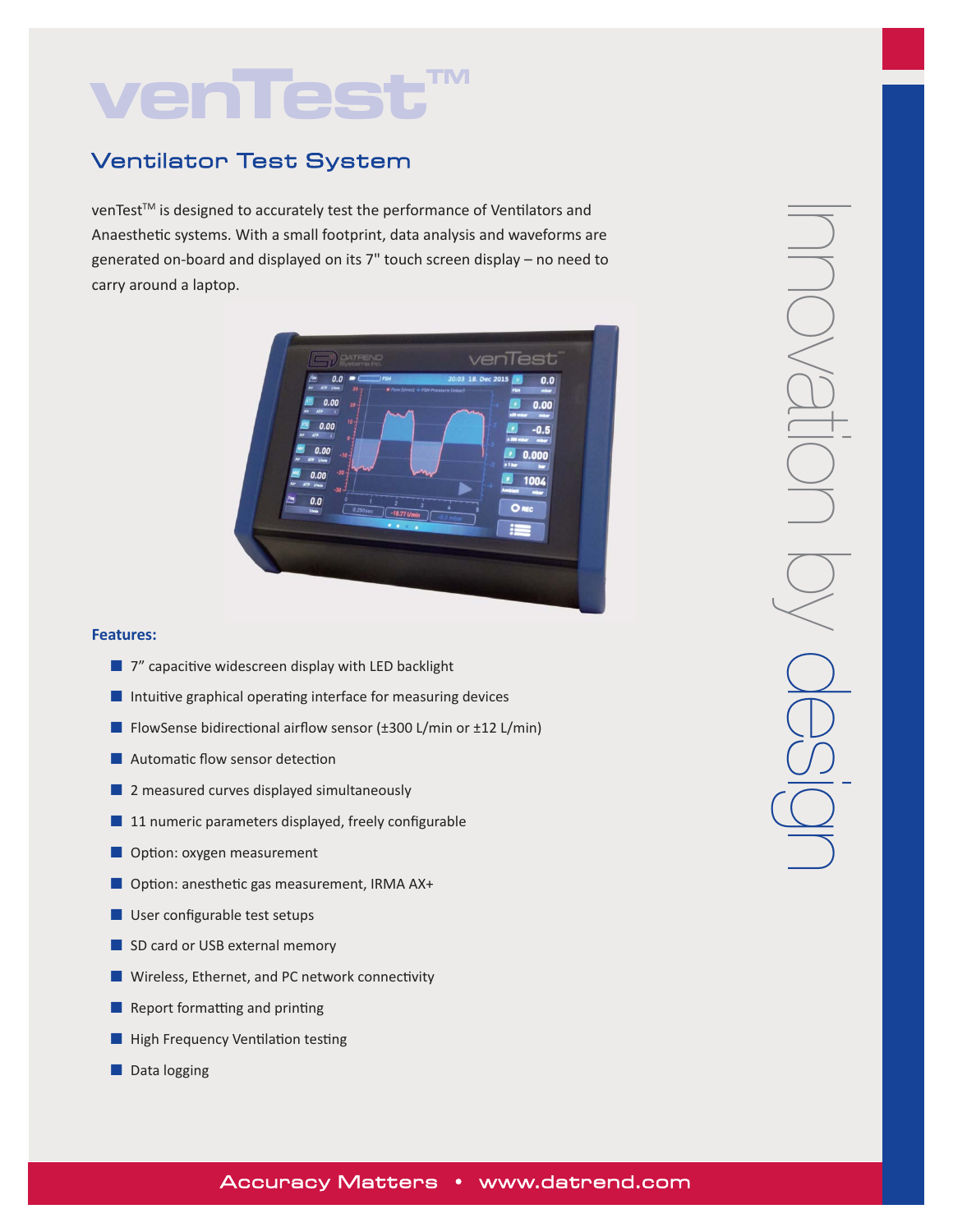# venTest™

## Ventilator Test System

venTest™ is designed to accurately test the performance of Ventilators and Anaesthetic systems. With a small footprint, data analysis and waveforms are generated on-board and displayed on its 7" touch screen display – no need to carry around a laptop.

**Features:**

- 7" capacitive widescreen display with LED backlight
- Intuitive graphical operating interface for measuring devices
- FlowSense bidirectional airflow sensor (±300 L/min or ±12 L/min)
- Automatic flow sensor detection
- 2 measured curves displayed simultaneously
- 11 numeric parameters displayed, freely configurable
- Option: oxygen measurement
- Option: anesthetic gas measurement, IRMA AX+
- User configurable test setups
- SD card or USB external memory
- Wireless, Ethernet, and PC network connectivity
- Report formatting and printing
- High Frequency Ventilation testing
- Data logging

Innovation by design

Accuracy Matters • www.datrend.com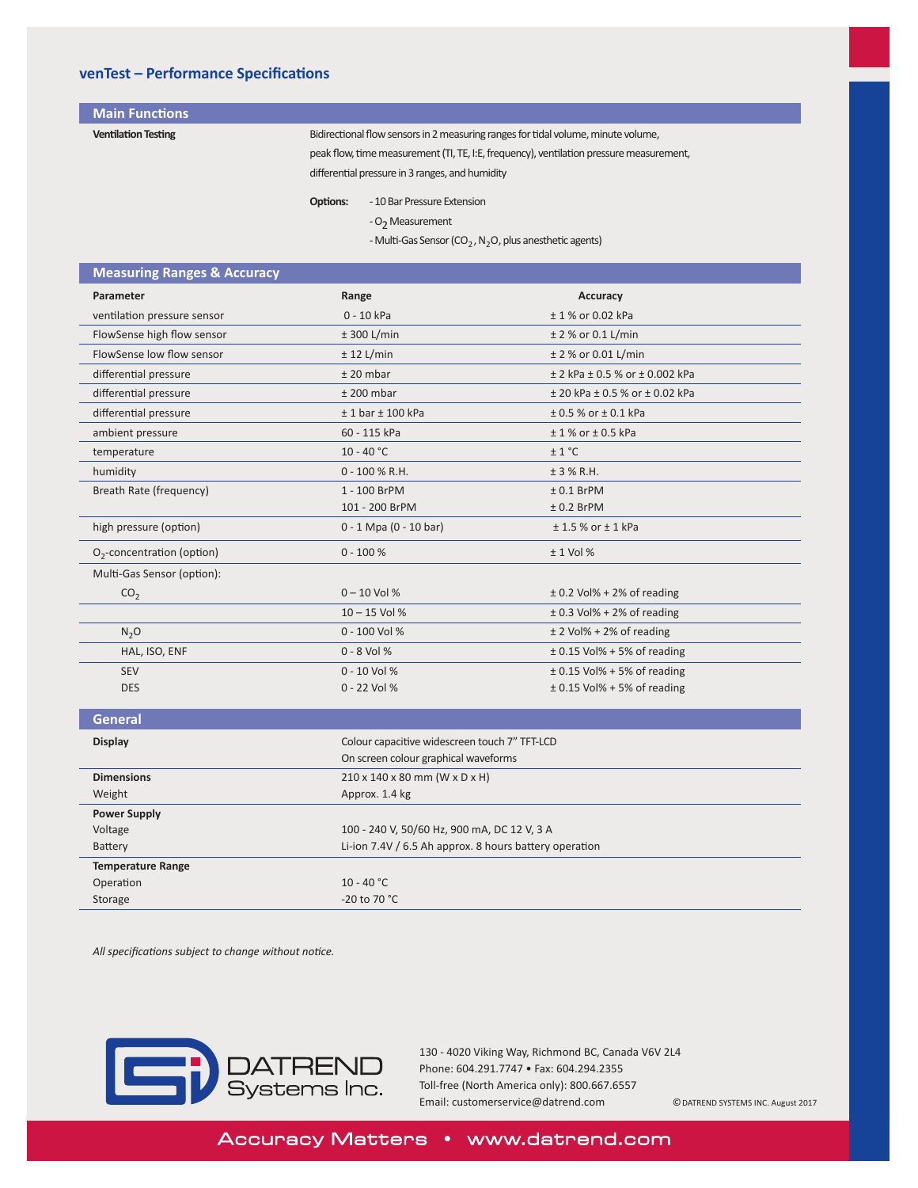## venTest – Performance Specifications

### Main Functions

**Ventilation Testing**

Bidirectional flow sensors in 2 measuring ranges for tidal volume, minute volume, peak flow, time measurement (TI, TE, I:E, frequency), ventilation pressure measurement, differential pressure in 3 ranges, and humidity

**Options:**
- 10 Bar Pressure Extension
- $O_2$ Measurement
- Multi-Gas Sensor ($CO_2$, $N_2O$, plus anesthetic agents)

### Measuring Ranges & Accuracy

| Parameter | Range | Accuracy |
|---|---|---|
| ventilation pressure sensor | 0 - 10 kPa | ± 1 % or 0.02 kPa |
| FlowSense high flow sensor | ± 300 L/min | ± 2 % or 0.1 L/min |
| FlowSense low flow sensor | ± 12 L/min | ± 2 % or 0.01 L/min |
| differential pressure | ± 20 mbar | ± 2 kPa ± 0.5 % or ± 0.002 kPa |
| differential pressure | ± 200 mbar | ± 20 kPa ± 0.5 % or ± 0.02 kPa |
| differential pressure | ± 1 bar ± 100 kPa | ± 0.5 % or ± 0.1 kPa |
| ambient pressure | 60 - 115 kPa | ± 1 % or ± 0.5 kPa |
| temperature | 10 - 40 °C | ± 1 °C |
| humidity | 0 - 100 % R.H. | ± 3 % R.H. |
| Breath Rate (frequency) | 1 - 100 BrPM | ± 0.1 BrPM |
| | 101 - 200 BrPM | ± 0.2 BrPM |
| high pressure (option) | 0 - 1 Mpa (0 - 10 bar) | ± 1.5 % or ± 1 kPa |
| $O_2$-concentration (option) | 0 - 100 % | ± 1 Vol % |
| Multi-Gas Sensor (option): | | |
| $CO_2$ | 0 – 10 Vol % | ± 0.2 Vol% + 2% of reading |
| | 10 – 15 Vol % | ± 0.3 Vol% + 2% of reading |
| $N_2O$ | 0 - 100 Vol % | ± 2 Vol% + 2% of reading |
| HAL, ISO, ENF | 0 - 8 Vol % | ± 0.15 Vol% + 5% of reading |
| SEV | 0 - 10 Vol % | ± 0.15 Vol% + 5% of reading |
| DES | 0 - 22 Vol % | ± 0.15 Vol% + 5% of reading |

### General

| | |
|---|---|
| **Display** | Colour capacitive widescreen touch 7" TFT-LCD<br>On screen colour graphical waveforms |
| **Dimensions** | 210 x 140 x 80 mm (W x D x H) |
| Weight | Approx. 1.4 kg |
| **Power Supply** | |
| Voltage | 100 - 240 V, 50/60 Hz, 900 mA, DC 12 V, 3 A |
| Battery | Li-ion 7.4V / 6.5 Ah approx. 8 hours battery operation |
| **Temperature Range** | |
| Operation | 10 - 40 °C |
| Storage | -20 to 70 °C |

*All specifications subject to change without notice.*

DATREND Systems Inc.

130 - 4020 Viking Way, Richmond BC, Canada V6V 2L4
Phone: 604.291.7747 • Fax: 604.294.2355
Toll-free (North America only): 800.667.6557
Email: customerservice@datrend.com

© DATREND SYSTEMS INC. August 2017

Accuracy Matters • www.datrend.com